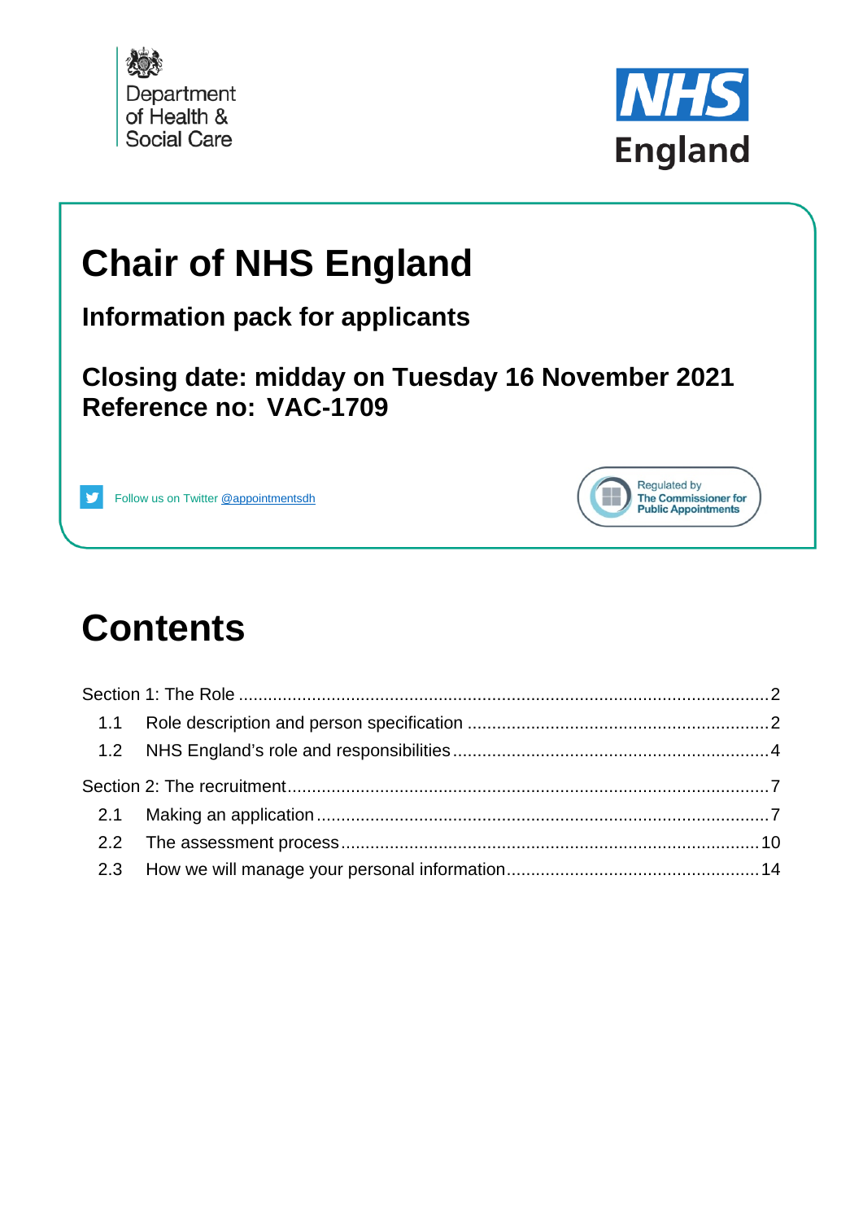Department of Health & Social Care

NHS England

# Chair of NHS England

## Information pack for applicants

## Closing date: midday on Tuesday 16 November 2021
## Reference no: VAC-1709

Follow us on Twitter @appointmentsdh

Regulated by The Commissioner for Public Appointments

# Contents

Section 1: The Role ........................................................................ 2

- 1.1 Role description and person specification ........................................ 2
- 1.2 NHS England's role and responsibilities .......................................... 4

Section 2: The recruitment ................................................................ 7

- 2.1 Making an application ................................................................ 7
- 2.2 The assessment process ............................................................. 10
- 2.3 How we will manage your personal information ................................. 14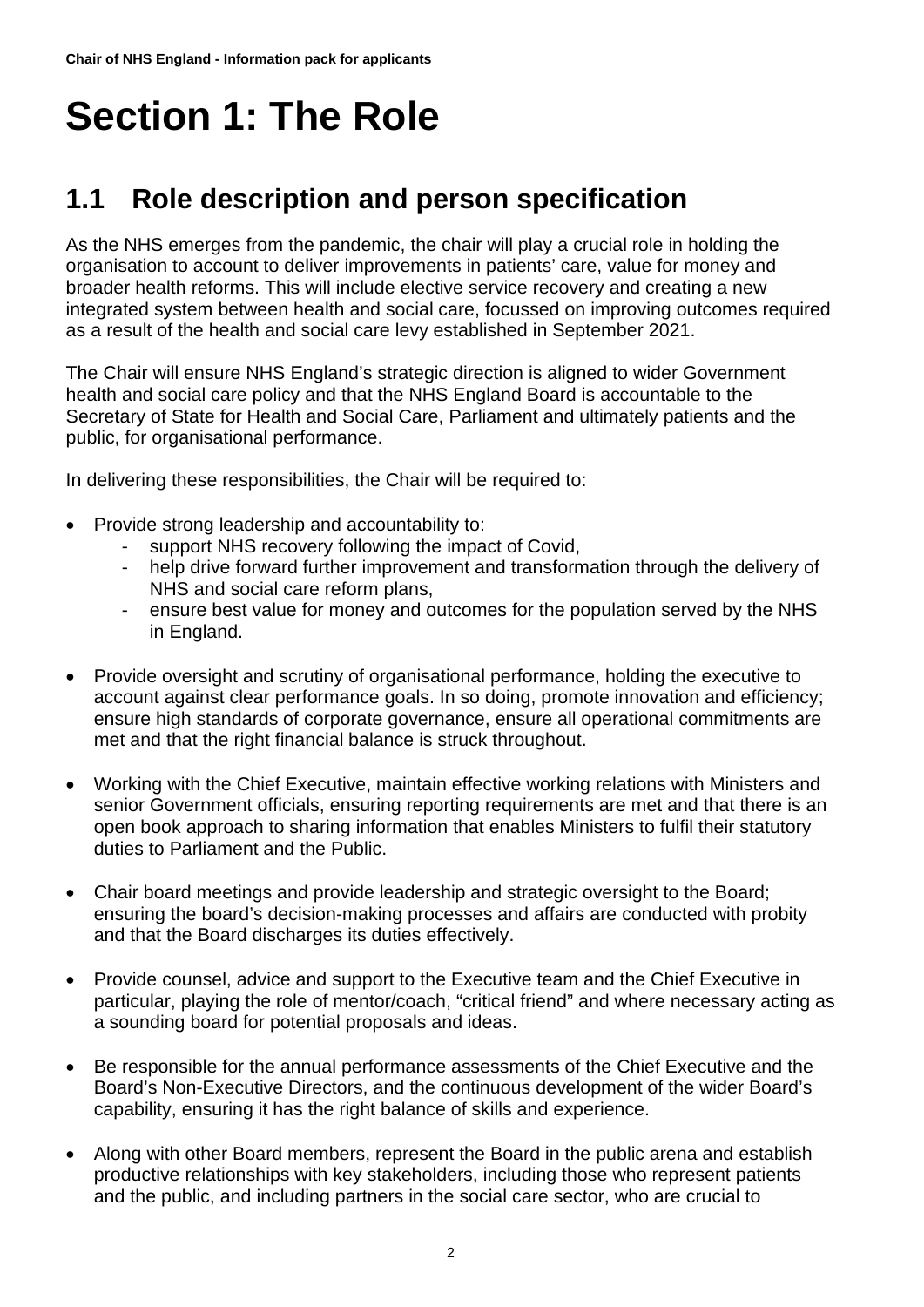# Section 1: The Role

## 1.1 Role description and person specification

As the NHS emerges from the pandemic, the chair will play a crucial role in holding the organisation to account to deliver improvements in patients' care, value for money and broader health reforms. This will include elective service recovery and creating a new integrated system between health and social care, focussed on improving outcomes required as a result of the health and social care levy established in September 2021.

The Chair will ensure NHS England's strategic direction is aligned to wider Government health and social care policy and that the NHS England Board is accountable to the Secretary of State for Health and Social Care, Parliament and ultimately patients and the public, for organisational performance.

In delivering these responsibilities, the Chair will be required to:

- Provide strong leadership and accountability to:
  - support NHS recovery following the impact of Covid,
  - help drive forward further improvement and transformation through the delivery of NHS and social care reform plans,
  - ensure best value for money and outcomes for the population served by the NHS in England.
- Provide oversight and scrutiny of organisational performance, holding the executive to account against clear performance goals. In so doing, promote innovation and efficiency; ensure high standards of corporate governance, ensure all operational commitments are met and that the right financial balance is struck throughout.
- Working with the Chief Executive, maintain effective working relations with Ministers and senior Government officials, ensuring reporting requirements are met and that there is an open book approach to sharing information that enables Ministers to fulfil their statutory duties to Parliament and the Public.
- Chair board meetings and provide leadership and strategic oversight to the Board; ensuring the board's decision-making processes and affairs are conducted with probity and that the Board discharges its duties effectively.
- Provide counsel, advice and support to the Executive team and the Chief Executive in particular, playing the role of mentor/coach, "critical friend" and where necessary acting as a sounding board for potential proposals and ideas.
- Be responsible for the annual performance assessments of the Chief Executive and the Board's Non-Executive Directors, and the continuous development of the wider Board's capability, ensuring it has the right balance of skills and experience.
- Along with other Board members, represent the Board in the public arena and establish productive relationships with key stakeholders, including those who represent patients and the public, and including partners in the social care sector, who are crucial to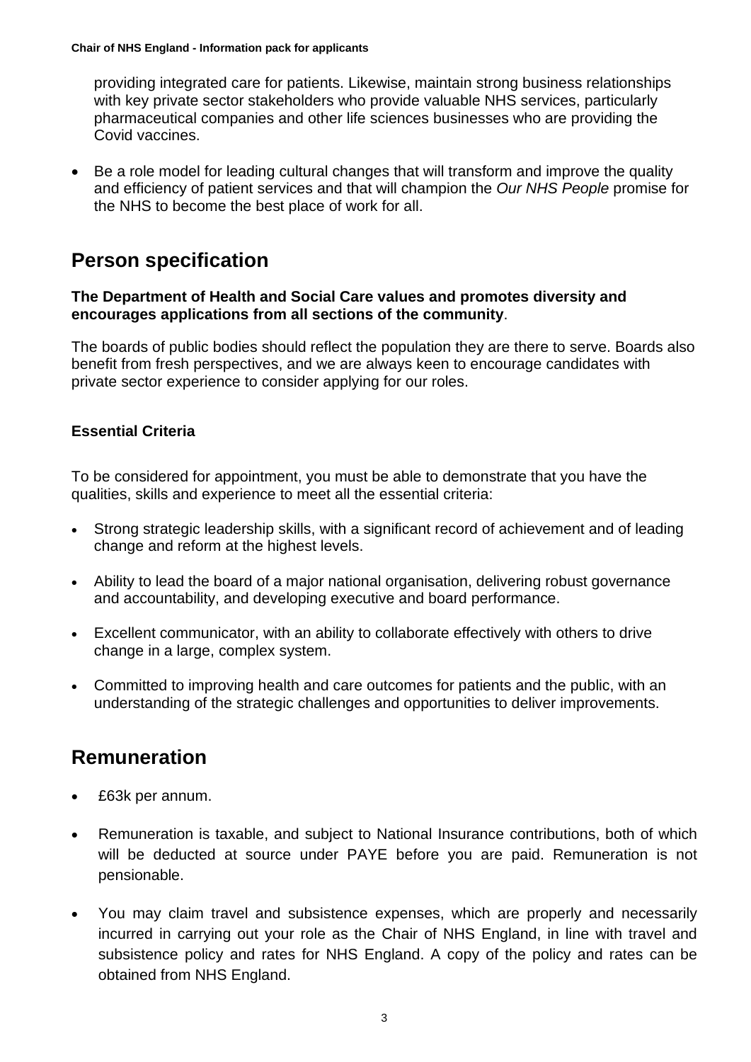providing integrated care for patients. Likewise, maintain strong business relationships with key private sector stakeholders who provide valuable NHS services, particularly pharmaceutical companies and other life sciences businesses who are providing the Covid vaccines.

- Be a role model for leading cultural changes that will transform and improve the quality and efficiency of patient services and that will champion the *Our NHS People* promise for the NHS to become the best place of work for all.

## Person specification

**The Department of Health and Social Care values and promotes diversity and encourages applications from all sections of the community**.

The boards of public bodies should reflect the population they are there to serve. Boards also benefit from fresh perspectives, and we are always keen to encourage candidates with private sector experience to consider applying for our roles.

### Essential Criteria

To be considered for appointment, you must be able to demonstrate that you have the qualities, skills and experience to meet all the essential criteria:

- Strong strategic leadership skills, with a significant record of achievement and of leading change and reform at the highest levels.
- Ability to lead the board of a major national organisation, delivering robust governance and accountability, and developing executive and board performance.
- Excellent communicator, with an ability to collaborate effectively with others to drive change in a large, complex system.
- Committed to improving health and care outcomes for patients and the public, with an understanding of the strategic challenges and opportunities to deliver improvements.

## Remuneration

- £63k per annum.
- Remuneration is taxable, and subject to National Insurance contributions, both of which will be deducted at source under PAYE before you are paid. Remuneration is not pensionable.
- You may claim travel and subsistence expenses, which are properly and necessarily incurred in carrying out your role as the Chair of NHS England, in line with travel and subsistence policy and rates for NHS England. A copy of the policy and rates can be obtained from NHS England.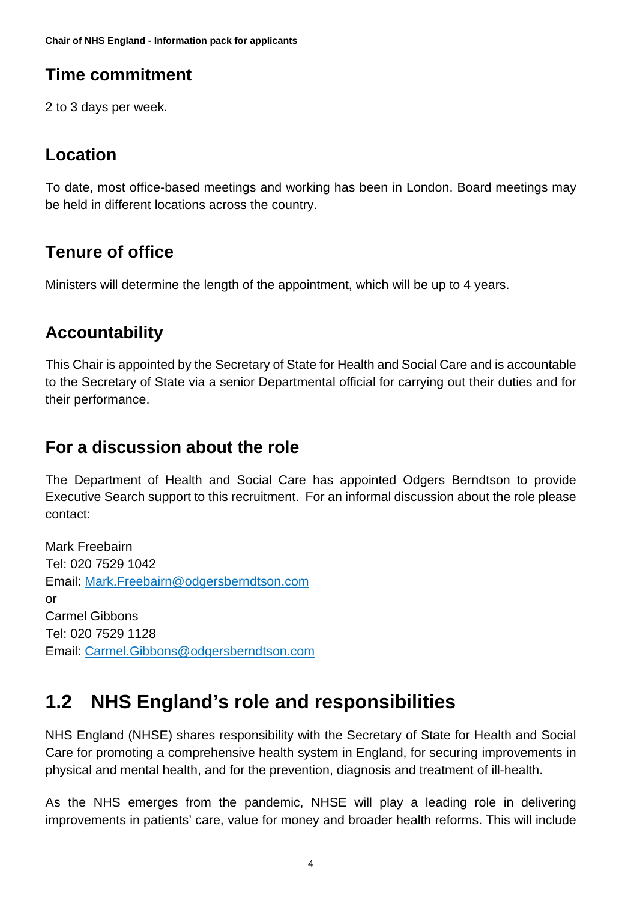### Time commitment

2 to 3 days per week.

### Location

To date, most office-based meetings and working has been in London. Board meetings may be held in different locations across the country.

### Tenure of office

Ministers will determine the length of the appointment, which will be up to 4 years.

### Accountability

This Chair is appointed by the Secretary of State for Health and Social Care and is accountable to the Secretary of State via a senior Departmental official for carrying out their duties and for their performance.

### For a discussion about the role

The Department of Health and Social Care has appointed Odgers Berndtson to provide Executive Search support to this recruitment. For an informal discussion about the role please contact:

Mark Freebairn
Tel: 020 7529 1042
Email: Mark.Freebairn@odgersberndtson.com
or
Carmel Gibbons
Tel: 020 7529 1128
Email: Carmel.Gibbons@odgersberndtson.com

## 1.2 NHS England's role and responsibilities

NHS England (NHSE) shares responsibility with the Secretary of State for Health and Social Care for promoting a comprehensive health system in England, for securing improvements in physical and mental health, and for the prevention, diagnosis and treatment of ill-health.

As the NHS emerges from the pandemic, NHSE will play a leading role in delivering improvements in patients' care, value for money and broader health reforms. This will include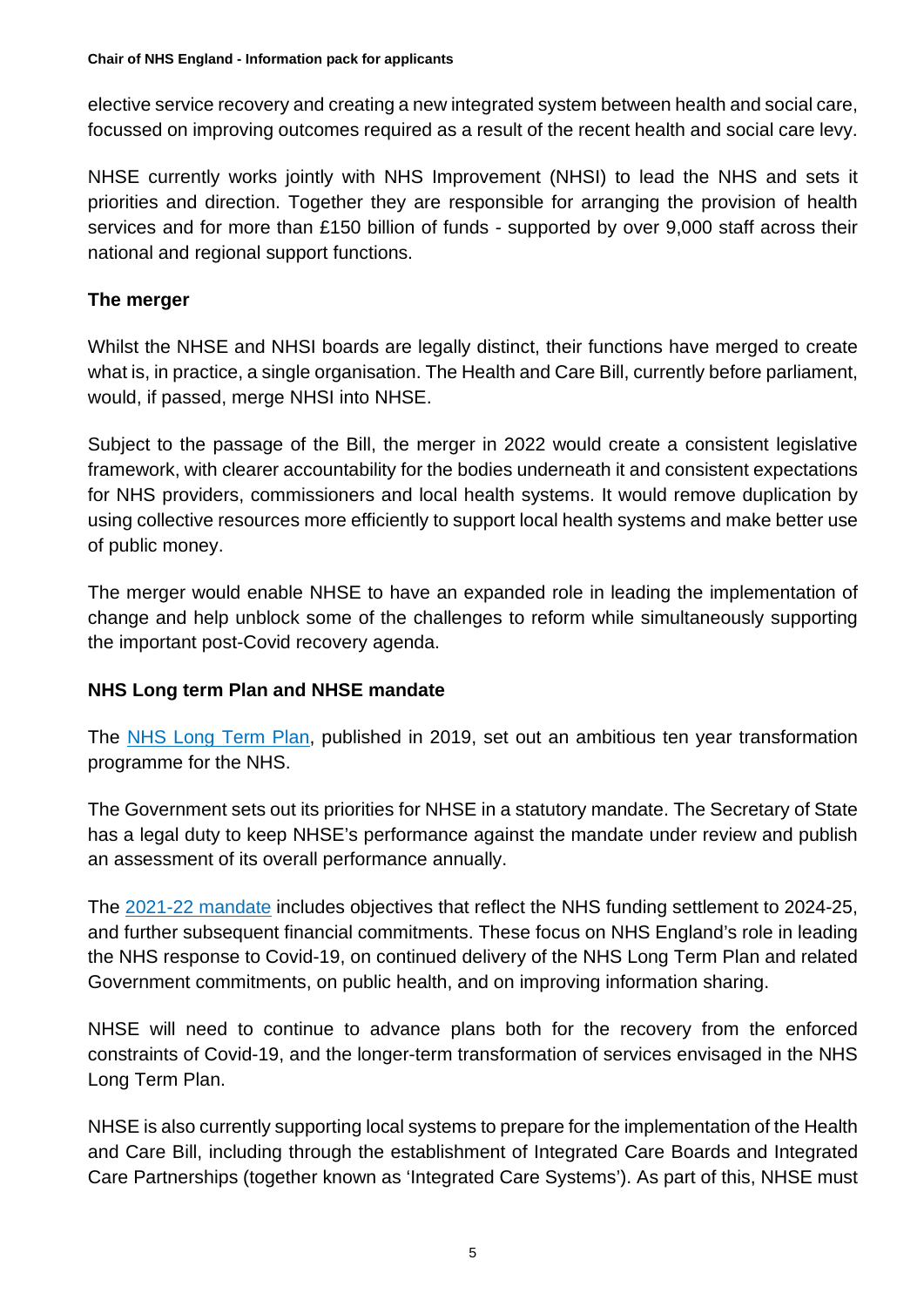elective service recovery and creating a new integrated system between health and social care, focussed on improving outcomes required as a result of the recent health and social care levy.

NHSE currently works jointly with NHS Improvement (NHSI) to lead the NHS and sets it priorities and direction. Together they are responsible for arranging the provision of health services and for more than £150 billion of funds - supported by over 9,000 staff across their national and regional support functions.

**The merger**

Whilst the NHSE and NHSI boards are legally distinct, their functions have merged to create what is, in practice, a single organisation. The Health and Care Bill, currently before parliament, would, if passed, merge NHSI into NHSE.

Subject to the passage of the Bill, the merger in 2022 would create a consistent legislative framework, with clearer accountability for the bodies underneath it and consistent expectations for NHS providers, commissioners and local health systems. It would remove duplication by using collective resources more efficiently to support local health systems and make better use of public money.

The merger would enable NHSE to have an expanded role in leading the implementation of change and help unblock some of the challenges to reform while simultaneously supporting the important post-Covid recovery agenda.

**NHS Long term Plan and NHSE mandate**

The NHS Long Term Plan, published in 2019, set out an ambitious ten year transformation programme for the NHS.

The Government sets out its priorities for NHSE in a statutory mandate. The Secretary of State has a legal duty to keep NHSE's performance against the mandate under review and publish an assessment of its overall performance annually.

The 2021-22 mandate includes objectives that reflect the NHS funding settlement to 2024-25, and further subsequent financial commitments. These focus on NHS England's role in leading the NHS response to Covid-19, on continued delivery of the NHS Long Term Plan and related Government commitments, on public health, and on improving information sharing.

NHSE will need to continue to advance plans both for the recovery from the enforced constraints of Covid-19, and the longer-term transformation of services envisaged in the NHS Long Term Plan.

NHSE is also currently supporting local systems to prepare for the implementation of the Health and Care Bill, including through the establishment of Integrated Care Boards and Integrated Care Partnerships (together known as 'Integrated Care Systems'). As part of this, NHSE must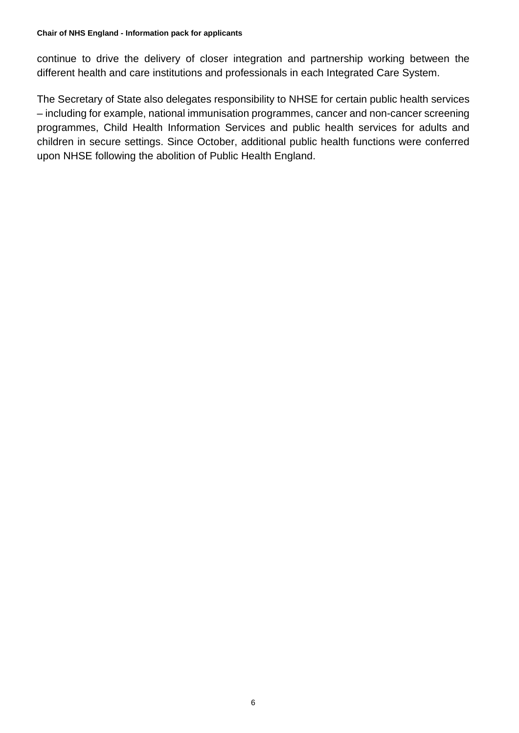continue to drive the delivery of closer integration and partnership working between the different health and care institutions and professionals in each Integrated Care System.

The Secretary of State also delegates responsibility to NHSE for certain public health services – including for example, national immunisation programmes, cancer and non-cancer screening programmes, Child Health Information Services and public health services for adults and children in secure settings. Since October, additional public health functions were conferred upon NHSE following the abolition of Public Health England.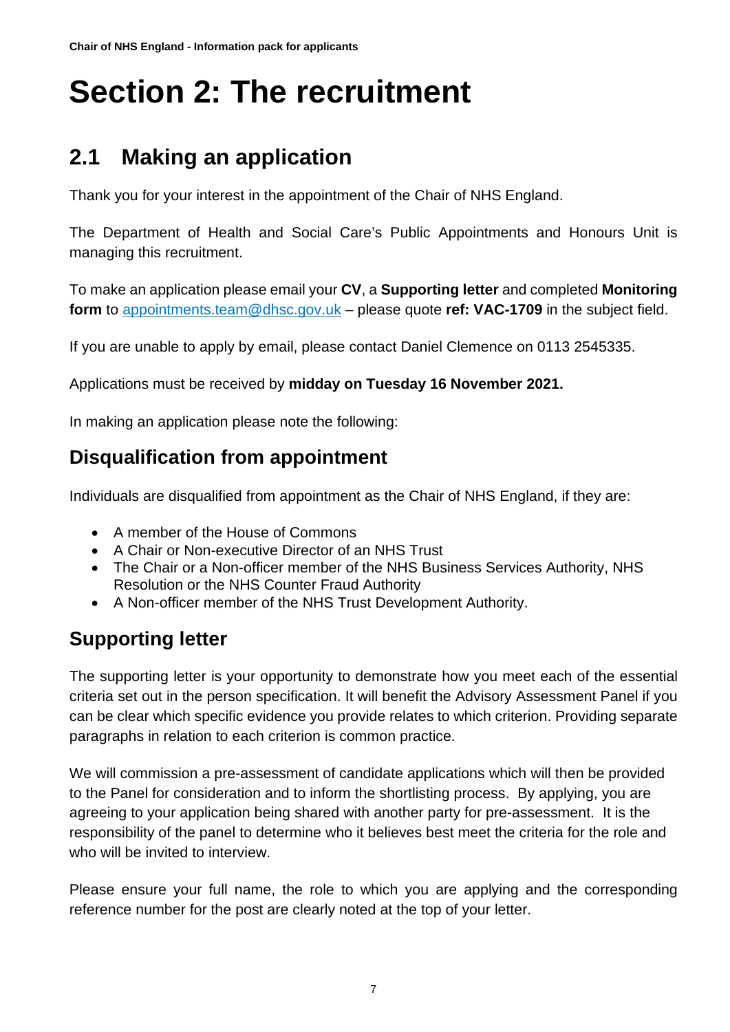# Section 2: The recruitment

## 2.1 Making an application

Thank you for your interest in the appointment of the Chair of NHS England.

The Department of Health and Social Care's Public Appointments and Honours Unit is managing this recruitment.

To make an application please email your **CV**, a **Supporting letter** and completed **Monitoring form** to appointments.team@dhsc.gov.uk – please quote **ref: VAC-1709** in the subject field.

If you are unable to apply by email, please contact Daniel Clemence on 0113 2545335.

Applications must be received by **midday on Tuesday 16 November 2021.**

In making an application please note the following:

### Disqualification from appointment

Individuals are disqualified from appointment as the Chair of NHS England, if they are:

- A member of the House of Commons
- A Chair or Non-executive Director of an NHS Trust
- The Chair or a Non-officer member of the NHS Business Services Authority, NHS Resolution or the NHS Counter Fraud Authority
- A Non-officer member of the NHS Trust Development Authority.

### Supporting letter

The supporting letter is your opportunity to demonstrate how you meet each of the essential criteria set out in the person specification. It will benefit the Advisory Assessment Panel if you can be clear which specific evidence you provide relates to which criterion. Providing separate paragraphs in relation to each criterion is common practice.

We will commission a pre-assessment of candidate applications which will then be provided to the Panel for consideration and to inform the shortlisting process. By applying, you are agreeing to your application being shared with another party for pre-assessment. It is the responsibility of the panel to determine who it believes best meet the criteria for the role and who will be invited to interview.

Please ensure your full name, the role to which you are applying and the corresponding reference number for the post are clearly noted at the top of your letter.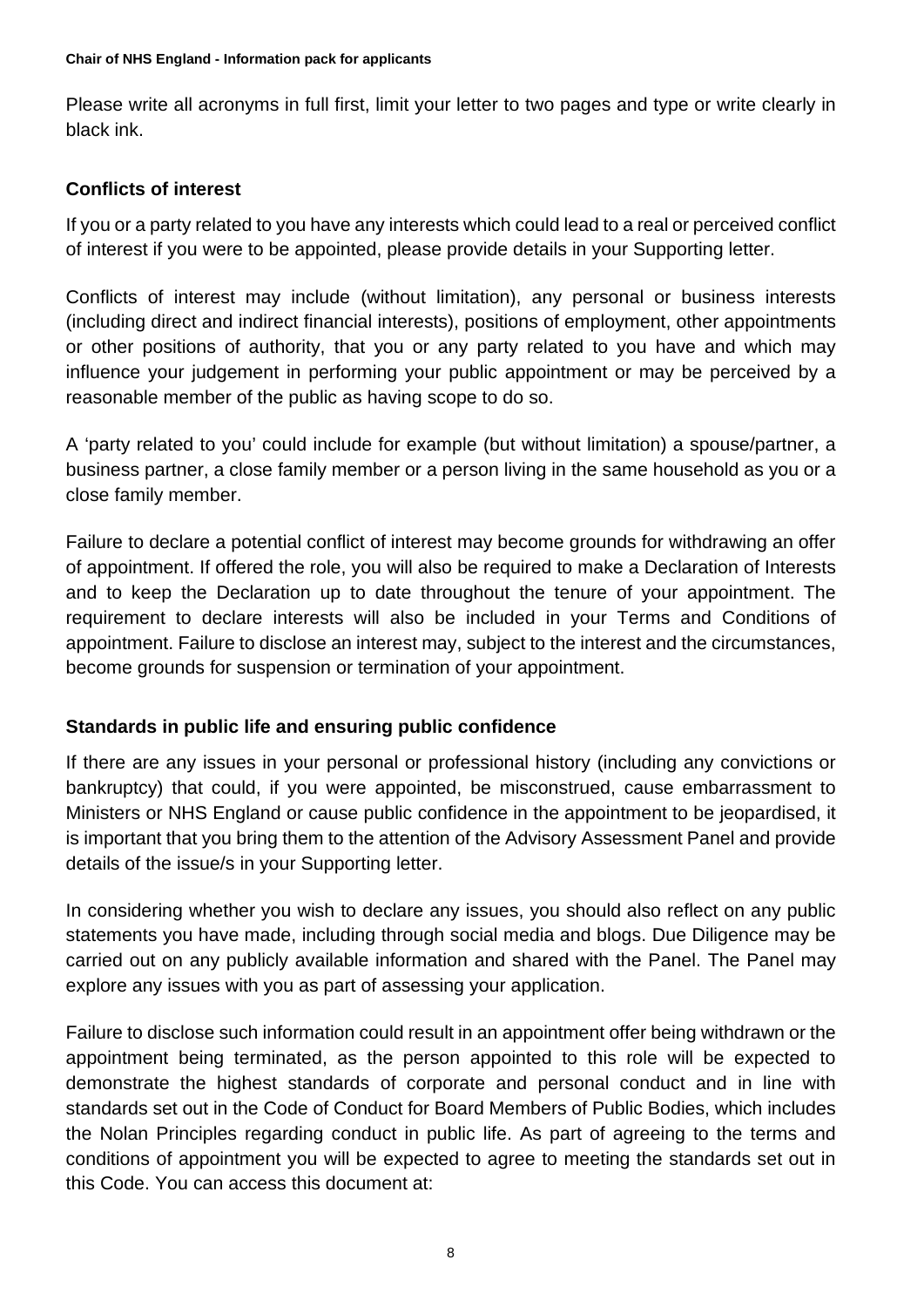Please write all acronyms in full first, limit your letter to two pages and type or write clearly in black ink.

## Conflicts of interest

If you or a party related to you have any interests which could lead to a real or perceived conflict of interest if you were to be appointed, please provide details in your Supporting letter.

Conflicts of interest may include (without limitation), any personal or business interests (including direct and indirect financial interests), positions of employment, other appointments or other positions of authority, that you or any party related to you have and which may influence your judgement in performing your public appointment or may be perceived by a reasonable member of the public as having scope to do so.

A 'party related to you' could include for example (but without limitation) a spouse/partner, a business partner, a close family member or a person living in the same household as you or a close family member.

Failure to declare a potential conflict of interest may become grounds for withdrawing an offer of appointment. If offered the role, you will also be required to make a Declaration of Interests and to keep the Declaration up to date throughout the tenure of your appointment. The requirement to declare interests will also be included in your Terms and Conditions of appointment. Failure to disclose an interest may, subject to the interest and the circumstances, become grounds for suspension or termination of your appointment.

## Standards in public life and ensuring public confidence

If there are any issues in your personal or professional history (including any convictions or bankruptcy) that could, if you were appointed, be misconstrued, cause embarrassment to Ministers or NHS England or cause public confidence in the appointment to be jeopardised, it is important that you bring them to the attention of the Advisory Assessment Panel and provide details of the issue/s in your Supporting letter.

In considering whether you wish to declare any issues, you should also reflect on any public statements you have made, including through social media and blogs. Due Diligence may be carried out on any publicly available information and shared with the Panel. The Panel may explore any issues with you as part of assessing your application.

Failure to disclose such information could result in an appointment offer being withdrawn or the appointment being terminated, as the person appointed to this role will be expected to demonstrate the highest standards of corporate and personal conduct and in line with standards set out in the Code of Conduct for Board Members of Public Bodies, which includes the Nolan Principles regarding conduct in public life. As part of agreeing to the terms and conditions of appointment you will be expected to agree to meeting the standards set out in this Code. You can access this document at: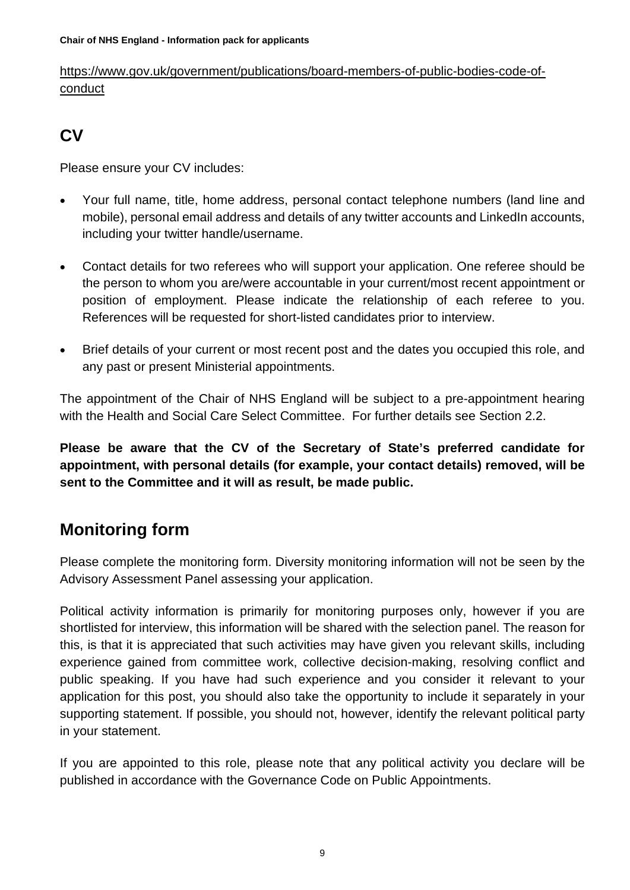[https://www.gov.uk/government/publications/board-members-of-public-bodies-code-of-conduct](https://www.gov.uk/government/publications/board-members-of-public-bodies-code-of-conduct)

## CV

Please ensure your CV includes:

- Your full name, title, home address, personal contact telephone numbers (land line and mobile), personal email address and details of any twitter accounts and LinkedIn accounts, including your twitter handle/username.
- Contact details for two referees who will support your application. One referee should be the person to whom you are/were accountable in your current/most recent appointment or position of employment. Please indicate the relationship of each referee to you. References will be requested for short-listed candidates prior to interview.
- Brief details of your current or most recent post and the dates you occupied this role, and any past or present Ministerial appointments.

The appointment of the Chair of NHS England will be subject to a pre-appointment hearing with the Health and Social Care Select Committee. For further details see Section 2.2.

**Please be aware that the CV of the Secretary of State's preferred candidate for appointment, with personal details (for example, your contact details) removed, will be sent to the Committee and it will as result, be made public.**

## Monitoring form

Please complete the monitoring form. Diversity monitoring information will not be seen by the Advisory Assessment Panel assessing your application.

Political activity information is primarily for monitoring purposes only, however if you are shortlisted for interview, this information will be shared with the selection panel. The reason for this, is that it is appreciated that such activities may have given you relevant skills, including experience gained from committee work, collective decision-making, resolving conflict and public speaking. If you have had such experience and you consider it relevant to your application for this post, you should also take the opportunity to include it separately in your supporting statement. If possible, you should not, however, identify the relevant political party in your statement.

If you are appointed to this role, please note that any political activity you declare will be published in accordance with the Governance Code on Public Appointments.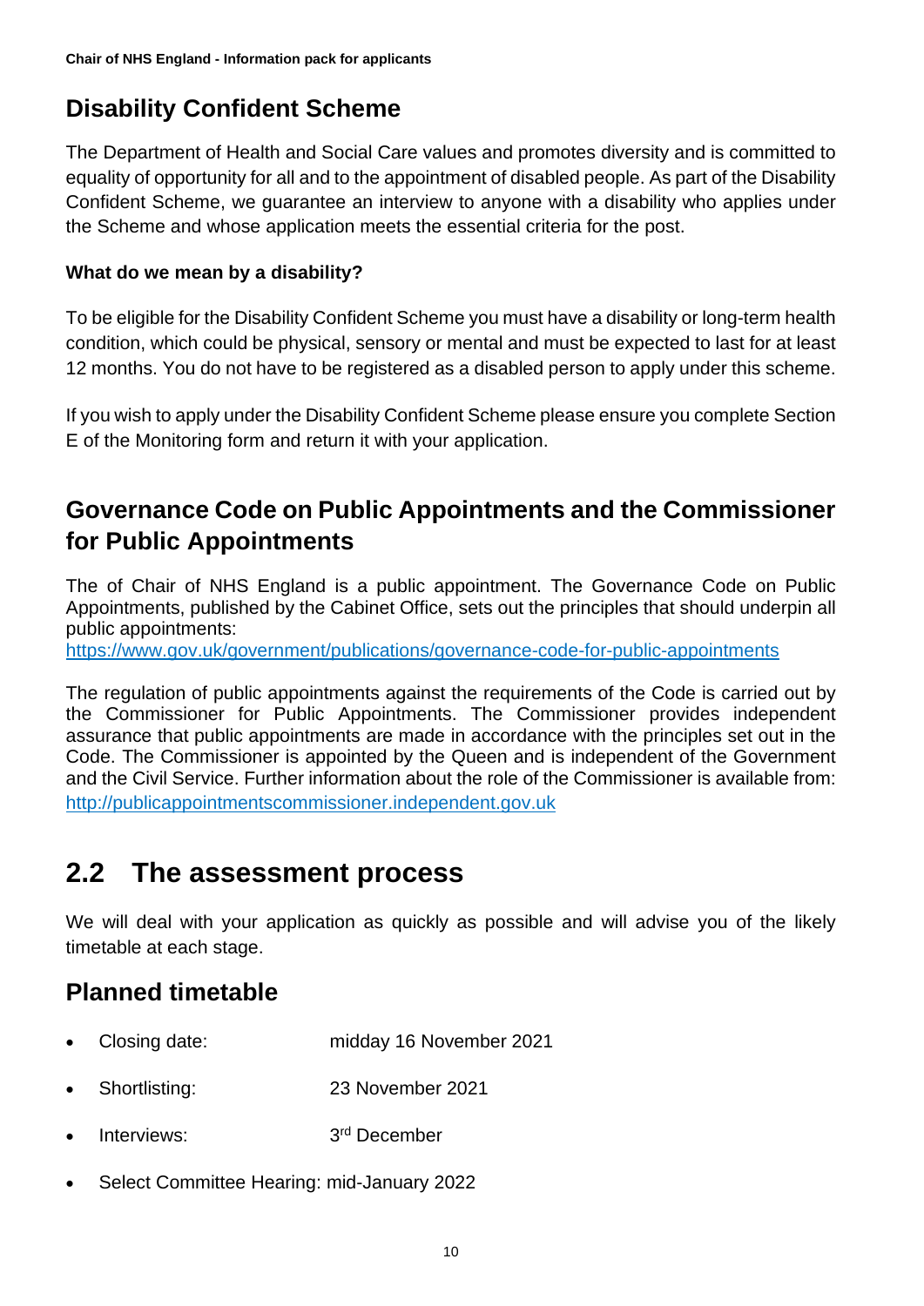## Disability Confident Scheme

The Department of Health and Social Care values and promotes diversity and is committed to equality of opportunity for all and to the appointment of disabled people. As part of the Disability Confident Scheme, we guarantee an interview to anyone with a disability who applies under the Scheme and whose application meets the essential criteria for the post.

**What do we mean by a disability?**

To be eligible for the Disability Confident Scheme you must have a disability or long-term health condition, which could be physical, sensory or mental and must be expected to last for at least 12 months. You do not have to be registered as a disabled person to apply under this scheme.

If you wish to apply under the Disability Confident Scheme please ensure you complete Section E of the Monitoring form and return it with your application.

## Governance Code on Public Appointments and the Commissioner for Public Appointments

The of Chair of NHS England is a public appointment. The Governance Code on Public Appointments, published by the Cabinet Office, sets out the principles that should underpin all public appointments:
https://www.gov.uk/government/publications/governance-code-for-public-appointments

The regulation of public appointments against the requirements of the Code is carried out by the Commissioner for Public Appointments. The Commissioner provides independent assurance that public appointments are made in accordance with the principles set out in the Code. The Commissioner is appointed by the Queen and is independent of the Government and the Civil Service. Further information about the role of the Commissioner is available from: http://publicappointmentscommissioner.independent.gov.uk

# 2.2 The assessment process

We will deal with your application as quickly as possible and will advise you of the likely timetable at each stage.

## Planned timetable

- Closing date: midday 16 November 2021
- Shortlisting: 23 November 2021
- Interviews: 3rd December
- Select Committee Hearing: mid-January 2022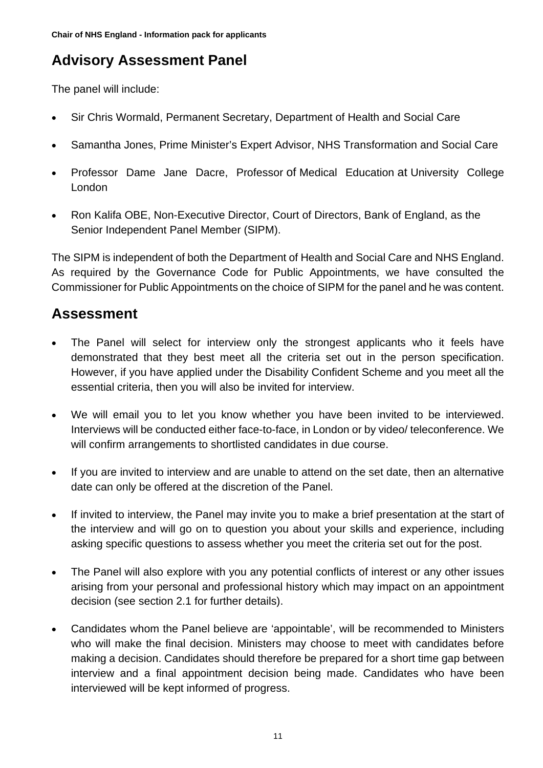## Advisory Assessment Panel

The panel will include:

- Sir Chris Wormald, Permanent Secretary, Department of Health and Social Care
- Samantha Jones, Prime Minister's Expert Advisor, NHS Transformation and Social Care
- Professor Dame Jane Dacre, Professor of Medical Education at University College London
- Ron Kalifa OBE, Non-Executive Director, Court of Directors, Bank of England, as the Senior Independent Panel Member (SIPM).

The SIPM is independent of both the Department of Health and Social Care and NHS England. As required by the Governance Code for Public Appointments, we have consulted the Commissioner for Public Appointments on the choice of SIPM for the panel and he was content.

## Assessment

- The Panel will select for interview only the strongest applicants who it feels have demonstrated that they best meet all the criteria set out in the person specification. However, if you have applied under the Disability Confident Scheme and you meet all the essential criteria, then you will also be invited for interview.
- We will email you to let you know whether you have been invited to be interviewed. Interviews will be conducted either face-to-face, in London or by video/ teleconference. We will confirm arrangements to shortlisted candidates in due course.
- If you are invited to interview and are unable to attend on the set date, then an alternative date can only be offered at the discretion of the Panel.
- If invited to interview, the Panel may invite you to make a brief presentation at the start of the interview and will go on to question you about your skills and experience, including asking specific questions to assess whether you meet the criteria set out for the post.
- The Panel will also explore with you any potential conflicts of interest or any other issues arising from your personal and professional history which may impact on an appointment decision (see section 2.1 for further details).
- Candidates whom the Panel believe are 'appointable', will be recommended to Ministers who will make the final decision. Ministers may choose to meet with candidates before making a decision. Candidates should therefore be prepared for a short time gap between interview and a final appointment decision being made. Candidates who have been interviewed will be kept informed of progress.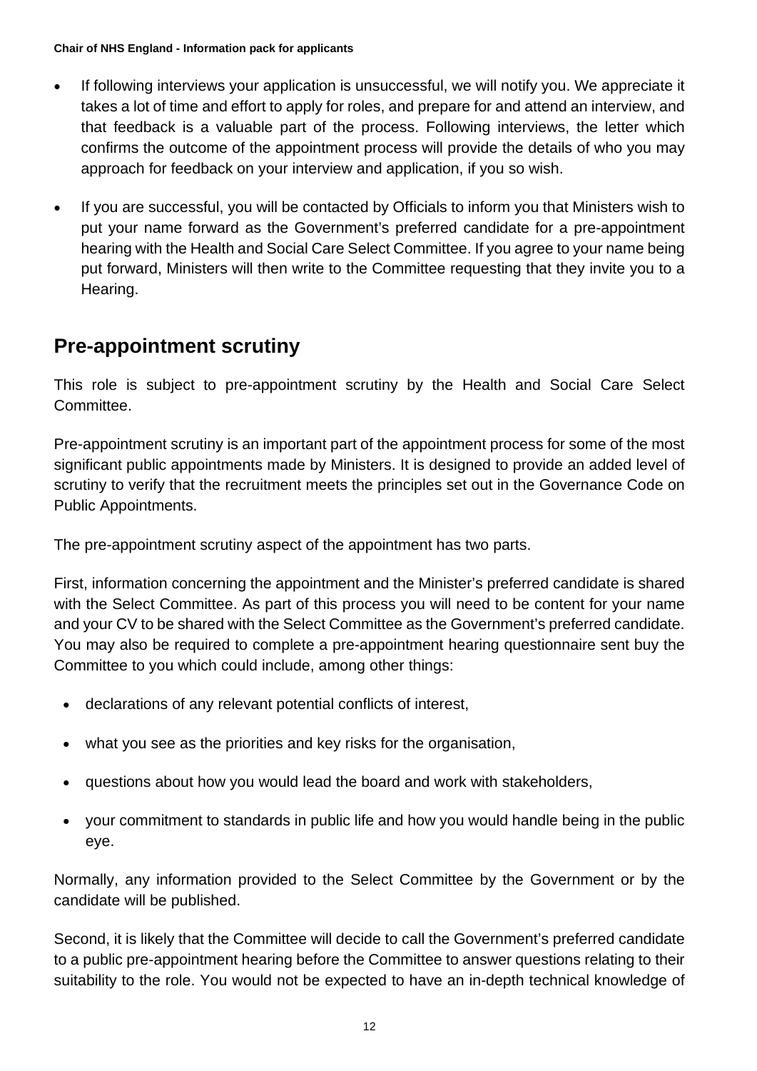- If following interviews your application is unsuccessful, we will notify you. We appreciate it takes a lot of time and effort to apply for roles, and prepare for and attend an interview, and that feedback is a valuable part of the process. Following interviews, the letter which confirms the outcome of the appointment process will provide the details of who you may approach for feedback on your interview and application, if you so wish.

- If you are successful, you will be contacted by Officials to inform you that Ministers wish to put your name forward as the Government's preferred candidate for a pre-appointment hearing with the Health and Social Care Select Committee. If you agree to your name being put forward, Ministers will then write to the Committee requesting that they invite you to a Hearing.

## Pre-appointment scrutiny

This role is subject to pre-appointment scrutiny by the Health and Social Care Select Committee.

Pre-appointment scrutiny is an important part of the appointment process for some of the most significant public appointments made by Ministers. It is designed to provide an added level of scrutiny to verify that the recruitment meets the principles set out in the Governance Code on Public Appointments.

The pre-appointment scrutiny aspect of the appointment has two parts.

First, information concerning the appointment and the Minister's preferred candidate is shared with the Select Committee. As part of this process you will need to be content for your name and your CV to be shared with the Select Committee as the Government's preferred candidate. You may also be required to complete a pre-appointment hearing questionnaire sent buy the Committee to you which could include, among other things:

- declarations of any relevant potential conflicts of interest,
- what you see as the priorities and key risks for the organisation,
- questions about how you would lead the board and work with stakeholders,
- your commitment to standards in public life and how you would handle being in the public eye.

Normally, any information provided to the Select Committee by the Government or by the candidate will be published.

Second, it is likely that the Committee will decide to call the Government's preferred candidate to a public pre-appointment hearing before the Committee to answer questions relating to their suitability to the role. You would not be expected to have an in-depth technical knowledge of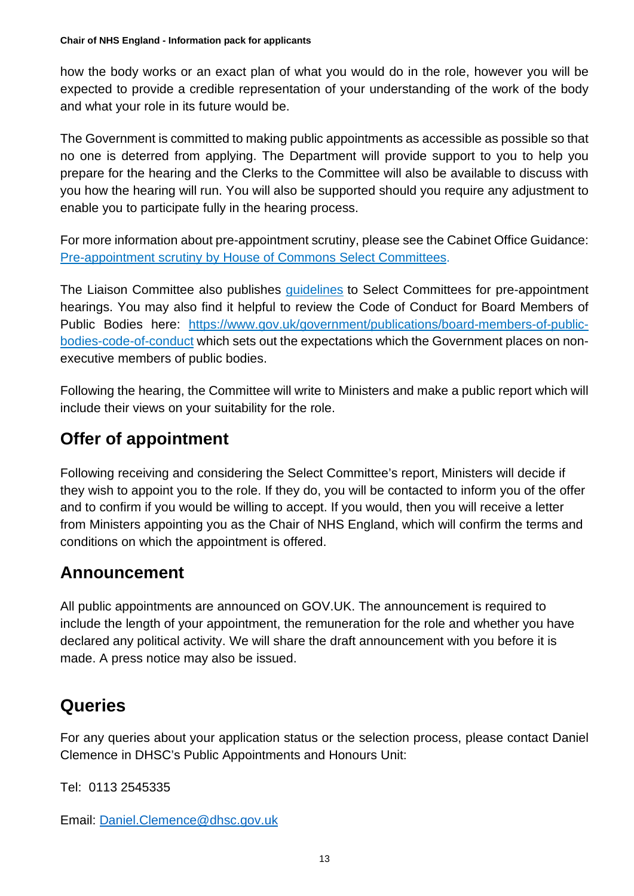how the body works or an exact plan of what you would do in the role, however you will be expected to provide a credible representation of your understanding of the work of the body and what your role in its future would be.

The Government is committed to making public appointments as accessible as possible so that no one is deterred from applying. The Department will provide support to you to help you prepare for the hearing and the Clerks to the Committee will also be available to discuss with you how the hearing will run. You will also be supported should you require any adjustment to enable you to participate fully in the hearing process.

For more information about pre-appointment scrutiny, please see the Cabinet Office Guidance: [Pre-appointment scrutiny by House of Commons Select Committees](#).

The Liaison Committee also publishes [guidelines](#) to Select Committees for pre-appointment hearings. You may also find it helpful to review the Code of Conduct for Board Members of Public Bodies here: [https://www.gov.uk/government/publications/board-members-of-public-bodies-code-of-conduct](https://www.gov.uk/government/publications/board-members-of-public-bodies-code-of-conduct) which sets out the expectations which the Government places on non-executive members of public bodies.

Following the hearing, the Committee will write to Ministers and make a public report which will include their views on your suitability for the role.

## Offer of appointment

Following receiving and considering the Select Committee's report, Ministers will decide if they wish to appoint you to the role. If they do, you will be contacted to inform you of the offer and to confirm if you would be willing to accept. If you would, then you will receive a letter from Ministers appointing you as the Chair of NHS England, which will confirm the terms and conditions on which the appointment is offered.

## Announcement

All public appointments are announced on GOV.UK. The announcement is required to include the length of your appointment, the remuneration for the role and whether you have declared any political activity. We will share the draft announcement with you before it is made. A press notice may also be issued.

## Queries

For any queries about your application status or the selection process, please contact Daniel Clemence in DHSC's Public Appointments and Honours Unit:

Tel: 0113 2545335

Email: [Daniel.Clemence@dhsc.gov.uk](mailto:Daniel.Clemence@dhsc.gov.uk)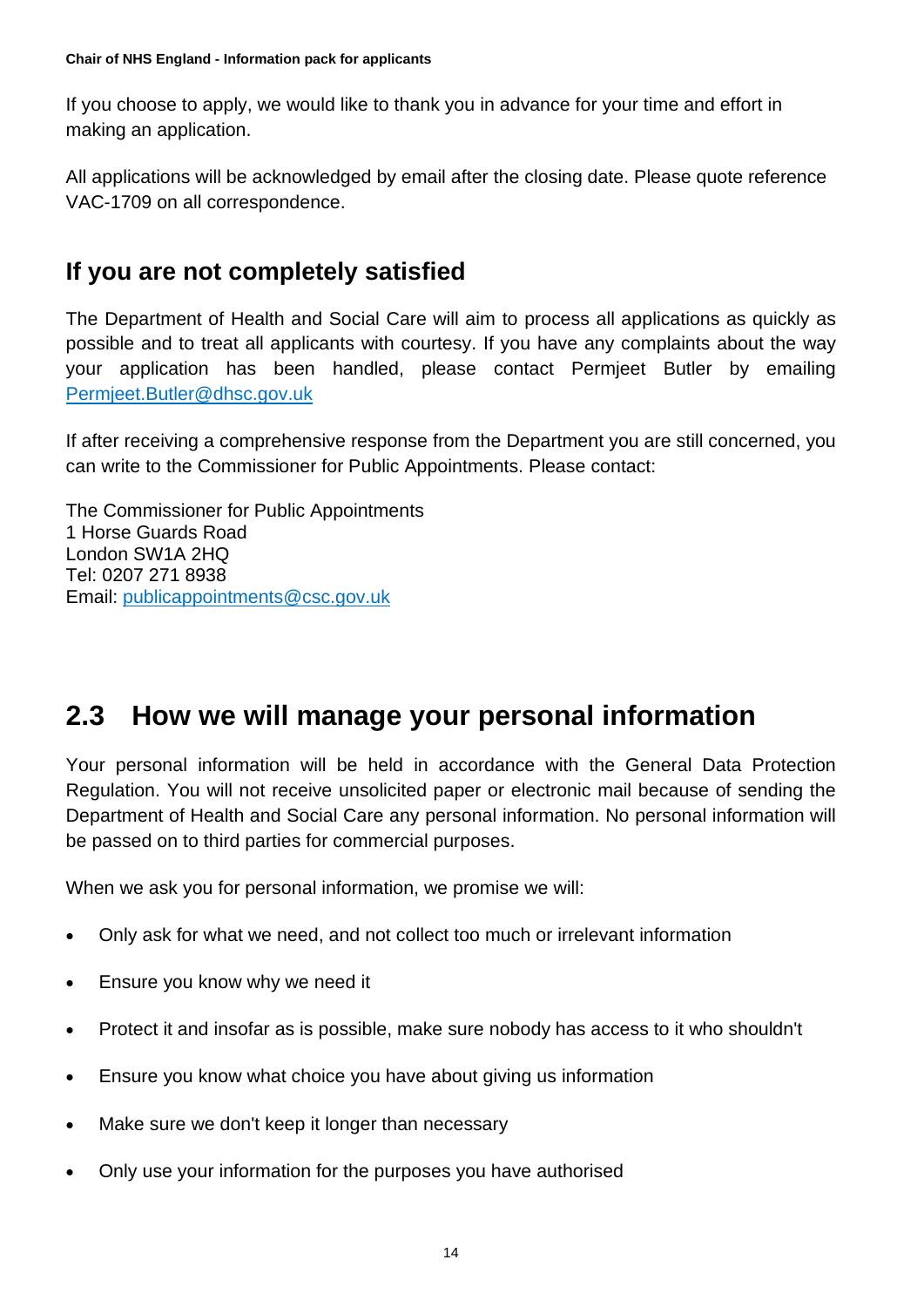If you choose to apply, we would like to thank you in advance for your time and effort in making an application.

All applications will be acknowledged by email after the closing date. Please quote reference VAC-1709 on all correspondence.

## If you are not completely satisfied

The Department of Health and Social Care will aim to process all applications as quickly as possible and to treat all applicants with courtesy. If you have any complaints about the way your application has been handled, please contact Permjeet Butler by emailing [Permjeet.Butler@dhsc.gov.uk](mailto:Permjeet.Butler@dhsc.gov.uk)

If after receiving a comprehensive response from the Department you are still concerned, you can write to the Commissioner for Public Appointments. Please contact:

The Commissioner for Public Appointments
1 Horse Guards Road
London SW1A 2HQ
Tel: 0207 271 8938
Email: [publicappointments@csc.gov.uk](mailto:publicappointments@csc.gov.uk)

# 2.3 How we will manage your personal information

Your personal information will be held in accordance with the General Data Protection Regulation. You will not receive unsolicited paper or electronic mail because of sending the Department of Health and Social Care any personal information. No personal information will be passed on to third parties for commercial purposes.

When we ask you for personal information, we promise we will:

- Only ask for what we need, and not collect too much or irrelevant information
- Ensure you know why we need it
- Protect it and insofar as is possible, make sure nobody has access to it who shouldn't
- Ensure you know what choice you have about giving us information
- Make sure we don't keep it longer than necessary
- Only use your information for the purposes you have authorised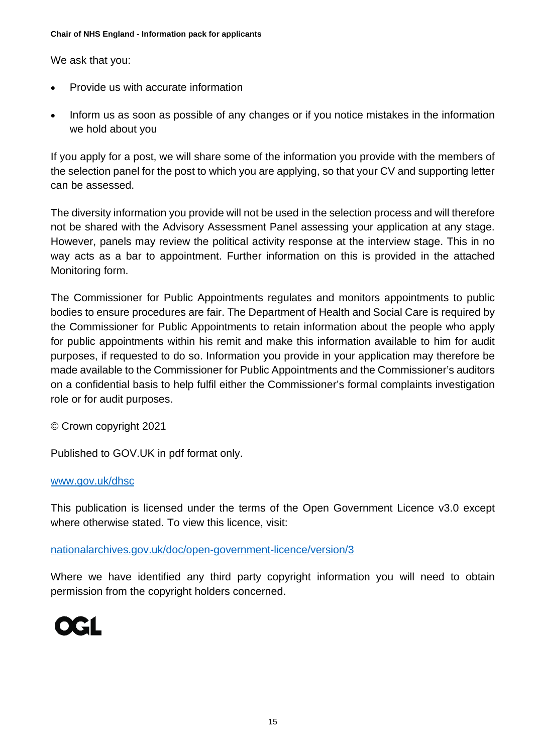We ask that you:

- Provide us with accurate information
- Inform us as soon as possible of any changes or if you notice mistakes in the information we hold about you

If you apply for a post, we will share some of the information you provide with the members of the selection panel for the post to which you are applying, so that your CV and supporting letter can be assessed.

The diversity information you provide will not be used in the selection process and will therefore not be shared with the Advisory Assessment Panel assessing your application at any stage. However, panels may review the political activity response at the interview stage. This in no way acts as a bar to appointment. Further information on this is provided in the attached Monitoring form.

The Commissioner for Public Appointments regulates and monitors appointments to public bodies to ensure procedures are fair. The Department of Health and Social Care is required by the Commissioner for Public Appointments to retain information about the people who apply for public appointments within his remit and make this information available to him for audit purposes, if requested to do so. Information you provide in your application may therefore be made available to the Commissioner for Public Appointments and the Commissioner's auditors on a confidential basis to help fulfil either the Commissioner's formal complaints investigation role or for audit purposes.

© Crown copyright 2021

Published to GOV.UK in pdf format only.

[www.gov.uk/dhsc](http://www.gov.uk/dhsc)

This publication is licensed under the terms of the Open Government Licence v3.0 except where otherwise stated. To view this licence, visit:

[nationalarchives.gov.uk/doc/open-government-licence/version/3](http://nationalarchives.gov.uk/doc/open-government-licence/version/3)

Where we have identified any third party copyright information you will need to obtain permission from the copyright holders concerned.

OGL